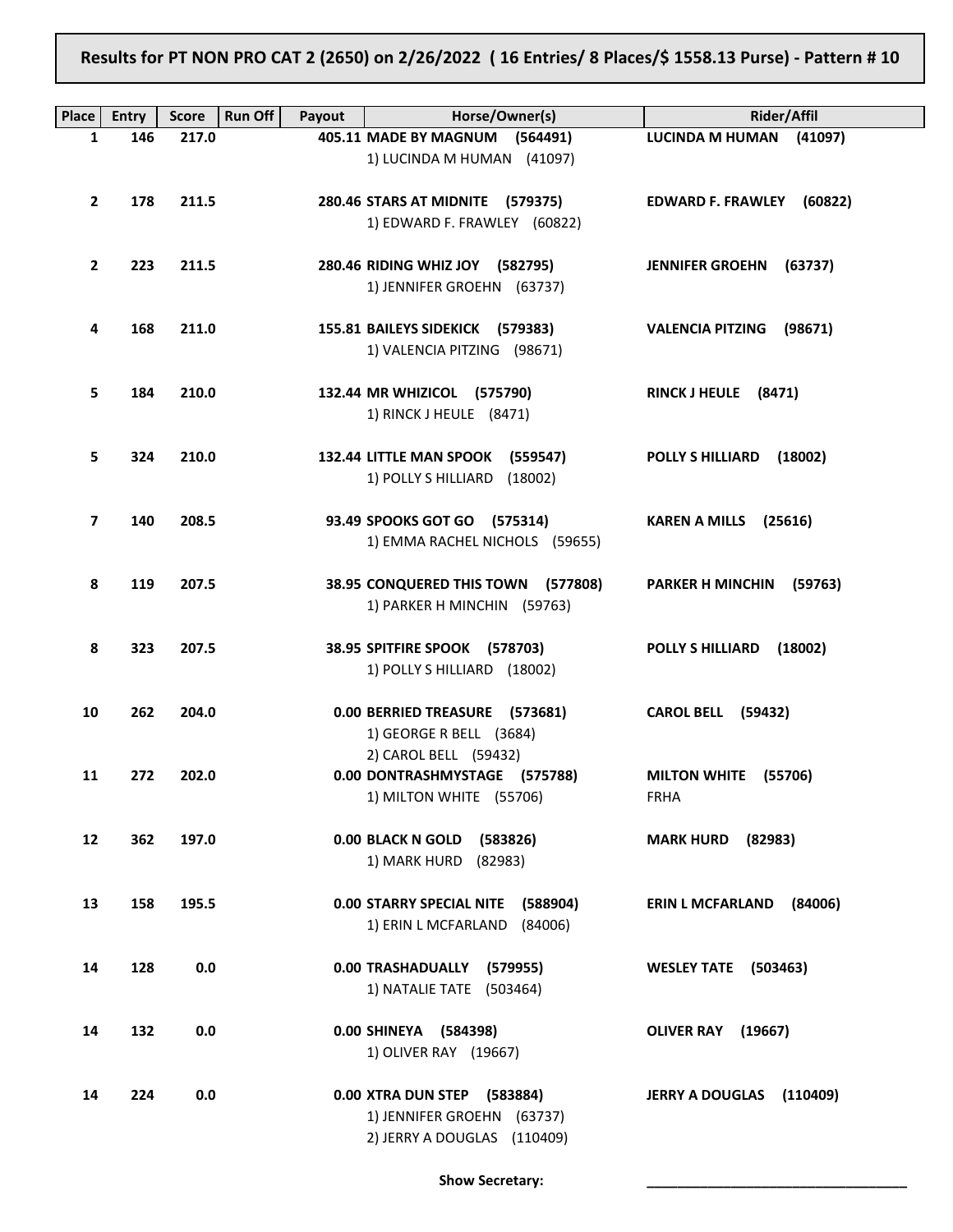**Results for PT NON PRO CAT 2 (2650) on 2/26/2022 ( 16 Entries/ 8 Places/$ 1558.13 Purse) - Pattern # 10**

| Place | Entry | Score | Run Off | Payout | Horse/Owner(s) | Rider/Affil |
|---|---|---|---|---|---|---|
| 1 | 146 | 217.0 | | 405.11 | **MADE BY MAGNUM (564491)**<br>1) LUCINDA M HUMAN (41097) | **LUCINDA M HUMAN (41097)** |
| 2 | 178 | 211.5 | | 280.46 | **STARS AT MIDNITE (579375)**<br>1) EDWARD F. FRAWLEY (60822) | **EDWARD F. FRAWLEY (60822)** |
| 2 | 223 | 211.5 | | 280.46 | **RIDING WHIZ JOY (582795)**<br>1) JENNIFER GROEHN (63737) | **JENNIFER GROEHN (63737)** |
| 4 | 168 | 211.0 | | 155.81 | **BAILEYS SIDEKICK (579383)**<br>1) VALENCIA PITZING (98671) | **VALENCIA PITZING (98671)** |
| 5 | 184 | 210.0 | | 132.44 | **MR WHIZICOL (575790)**<br>1) RINCK J HEULE (8471) | **RINCK J HEULE (8471)** |
| 5 | 324 | 210.0 | | 132.44 | **LITTLE MAN SPOOK (559547)**<br>1) POLLY S HILLIARD (18002) | **POLLY S HILLIARD (18002)** |
| 7 | 140 | 208.5 | | 93.49 | **SPOOKS GOT GO (575314)**<br>1) EMMA RACHEL NICHOLS (59655) | **KAREN A MILLS (25616)** |
| 8 | 119 | 207.5 | | 38.95 | **CONQUERED THIS TOWN (577808)**<br>1) PARKER H MINCHIN (59763) | **PARKER H MINCHIN (59763)** |
| 8 | 323 | 207.5 | | 38.95 | **SPITFIRE SPOOK (578703)**<br>1) POLLY S HILLIARD (18002) | **POLLY S HILLIARD (18002)** |
| 10 | 262 | 204.0 | | 0.00 | **BERRIED TREASURE (573681)**<br>1) GEORGE R BELL (3684)<br>2) CAROL BELL (59432) | **CAROL BELL (59432)** |
| 11 | 272 | 202.0 | | 0.00 | **DONTRASHMYSTAGE (575788)**<br>1) MILTON WHITE (55706) | **MILTON WHITE (55706)**<br>FRHA |
| 12 | 362 | 197.0 | | 0.00 | **BLACK N GOLD (583826)**<br>1) MARK HURD (82983) | **MARK HURD (82983)** |
| 13 | 158 | 195.5 | | 0.00 | **STARRY SPECIAL NITE (588904)**<br>1) ERIN L MCFARLAND (84006) | **ERIN L MCFARLAND (84006)** |
| 14 | 128 | 0.0 | | 0.00 | **TRASHADUALLY (579955)**<br>1) NATALIE TATE (503464) | **WESLEY TATE (503463)** |
| 14 | 132 | 0.0 | | 0.00 | **SHINEYA (584398)**<br>1) OLIVER RAY (19667) | **OLIVER RAY (19667)** |
| 14 | 224 | 0.0 | | 0.00 | **XTRA DUN STEP (583884)**<br>1) JENNIFER GROEHN (63737)<br>2) JERRY A DOUGLAS (110409) | **JERRY A DOUGLAS (110409)** |

**Show Secretary:** ___________________________________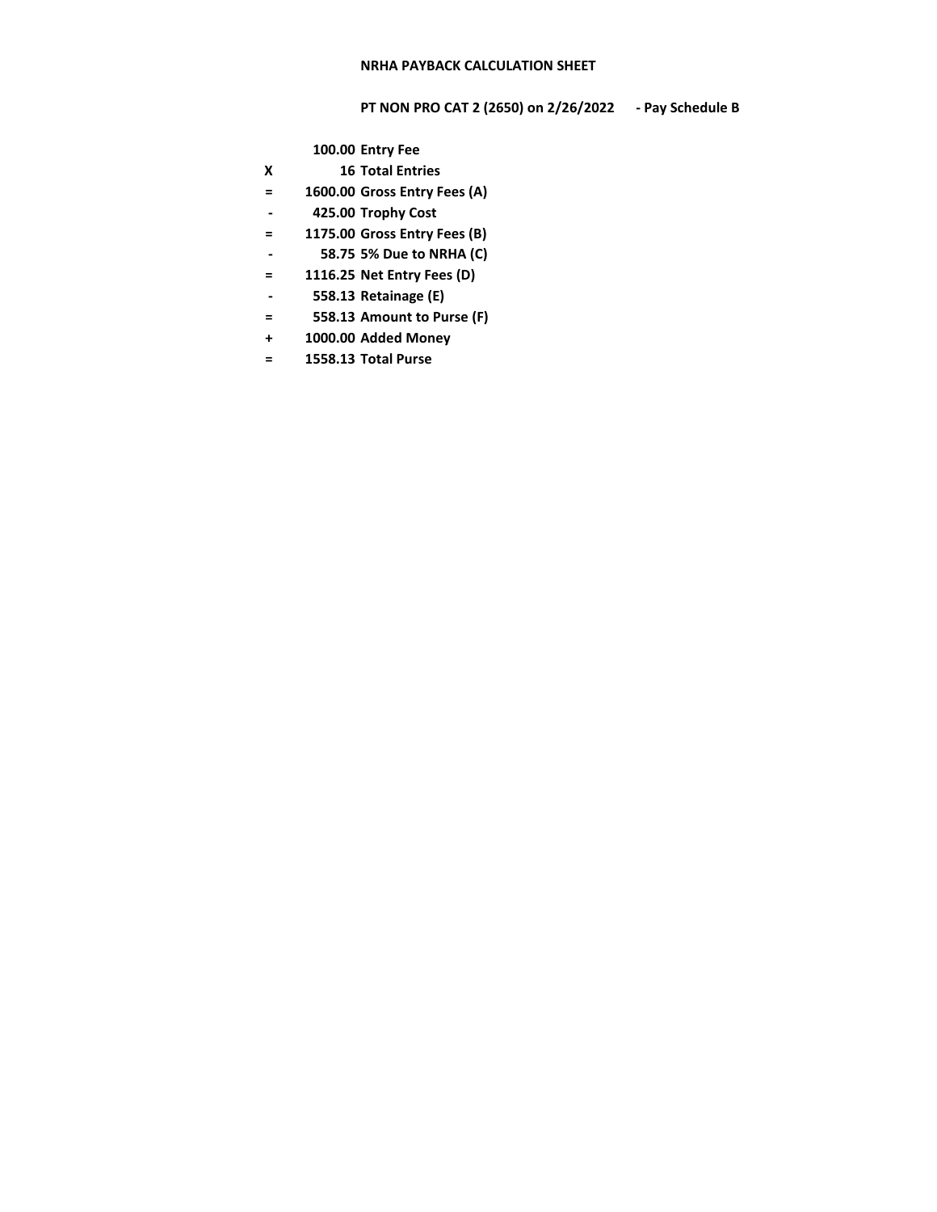**NRHA PAYBACK CALCULATION SHEET**

**PT NON PRO CAT 2 (2650) on 2/26/2022 - Pay Schedule B**

| | | |
|---|---|---|
| | 100.00 | Entry Fee |
| X | 16 | Total Entries |
| = | 1600.00 | Gross Entry Fees (A) |
| - | 425.00 | Trophy Cost |
| = | 1175.00 | Gross Entry Fees (B) |
| - | 58.75 | 5% Due to NRHA (C) |
| = | 1116.25 | Net Entry Fees (D) |
| - | 558.13 | Retainage (E) |
| = | 558.13 | Amount to Purse (F) |
| + | 1000.00 | Added Money |
| = | 1558.13 | Total Purse |